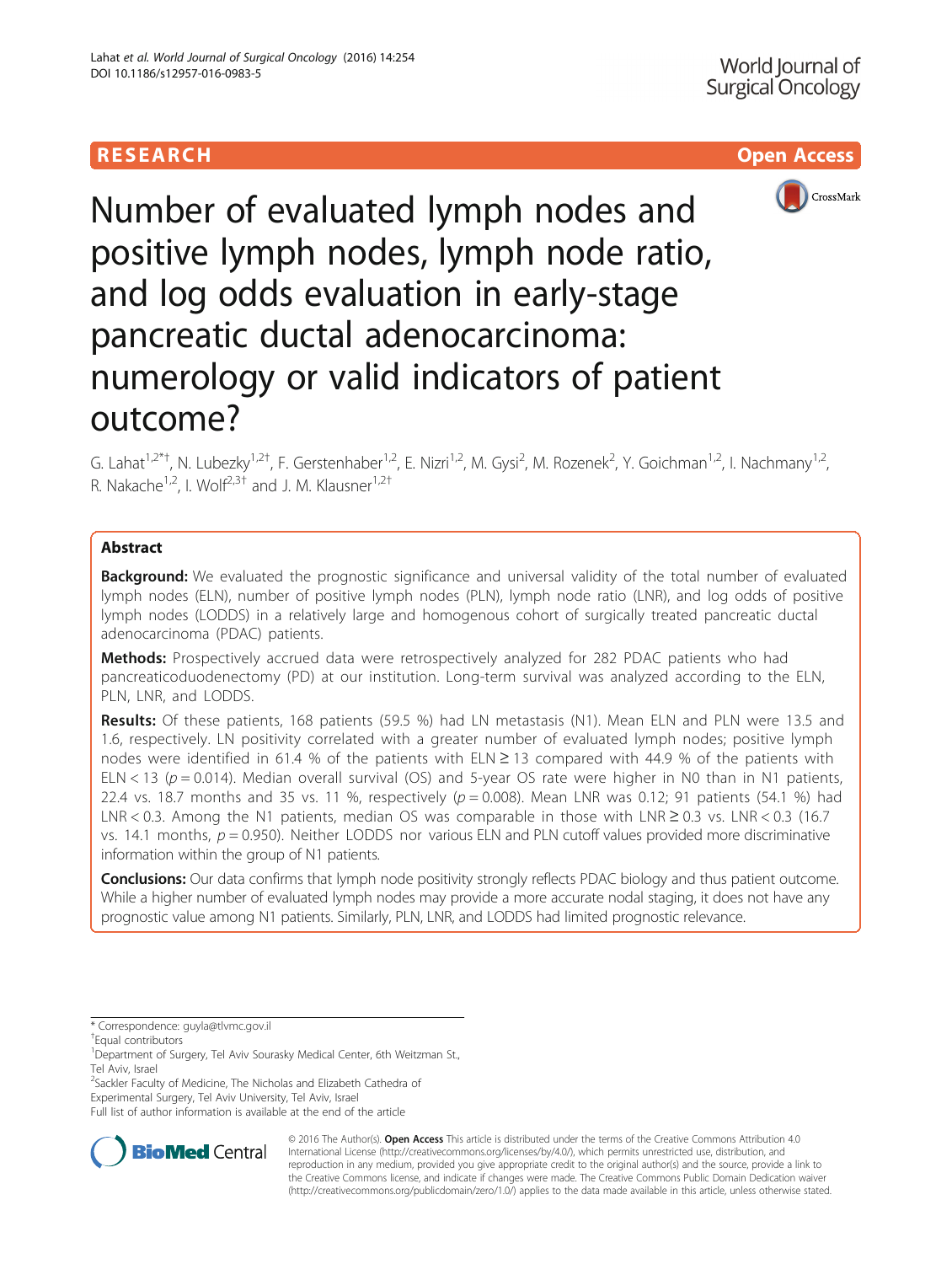RESEARCH

Open Access

# Number of evaluated lymph nodes and positive lymph nodes, lymph node ratio, and log odds evaluation in early-stage pancreatic ductal adenocarcinoma: numerology or valid indicators of patient outcome?

G. Lahat[1,2*†], N. Lubezky[1,2†], F. Gerstenhaber[1,2], E. Nizri[1,2], M. Gysi[2], M. Rozenek[2], Y. Goichman[1,2], I. Nachmany[1,2], R. Nakache[1,2], I. Wolf[2,3†] and J. M. Klausner[1,2†]

## Abstract

**Background:** We evaluated the prognostic significance and universal validity of the total number of evaluated lymph nodes (ELN), number of positive lymph nodes (PLN), lymph node ratio (LNR), and log odds of positive lymph nodes (LODDS) in a relatively large and homogenous cohort of surgically treated pancreatic ductal adenocarcinoma (PDAC) patients.

**Methods:** Prospectively accrued data were retrospectively analyzed for 282 PDAC patients who had pancreaticoduodenectomy (PD) at our institution. Long-term survival was analyzed according to the ELN, PLN, LNR, and LODDS.

**Results:** Of these patients, 168 patients (59.5 %) had LN metastasis (N1). Mean ELN and PLN were 13.5 and 1.6, respectively. LN positivity correlated with a greater number of evaluated lymph nodes; positive lymph nodes were identified in 61.4 % of the patients with ELN ≥ 13 compared with 44.9 % of the patients with ELN < 13 ($p = 0.014$). Median overall survival (OS) and 5-year OS rate were higher in N0 than in N1 patients, 22.4 vs. 18.7 months and 35 vs. 11 %, respectively ($p = 0.008$). Mean LNR was 0.12; 91 patients (54.1 %) had LNR < 0.3. Among the N1 patients, median OS was comparable in those with LNR ≥ 0.3 vs. LNR < 0.3 (16.7 vs. 14.1 months, $p = 0.950$). Neither LODDS nor various ELN and PLN cutoff values provided more discriminative information within the group of N1 patients.

**Conclusions:** Our data confirms that lymph node positivity strongly reflects PDAC biology and thus patient outcome. While a higher number of evaluated lymph nodes may provide a more accurate nodal staging, it does not have any prognostic value among N1 patients. Similarly, PLN, LNR, and LODDS had limited prognostic relevance.

---

\* Correspondence: guyla@tlvmc.gov.il

†Equal contributors

[1]Department of Surgery, Tel Aviv Sourasky Medical Center, 6th Weitzman St., Tel Aviv, Israel

[2]Sackler Faculty of Medicine, The Nicholas and Elizabeth Cathedra of Experimental Surgery, Tel Aviv University, Tel Aviv, Israel

Full list of author information is available at the end of the article

© 2016 The Author(s). **Open Access** This article is distributed under the terms of the Creative Commons Attribution 4.0 International License (http://creativecommons.org/licenses/by/4.0/), which permits unrestricted use, distribution, and reproduction in any medium, provided you give appropriate credit to the original author(s) and the source, provide a link to the Creative Commons license, and indicate if changes were made. The Creative Commons Public Domain Dedication waiver (http://creativecommons.org/publicdomain/zero/1.0/) applies to the data made available in this article, unless otherwise stated.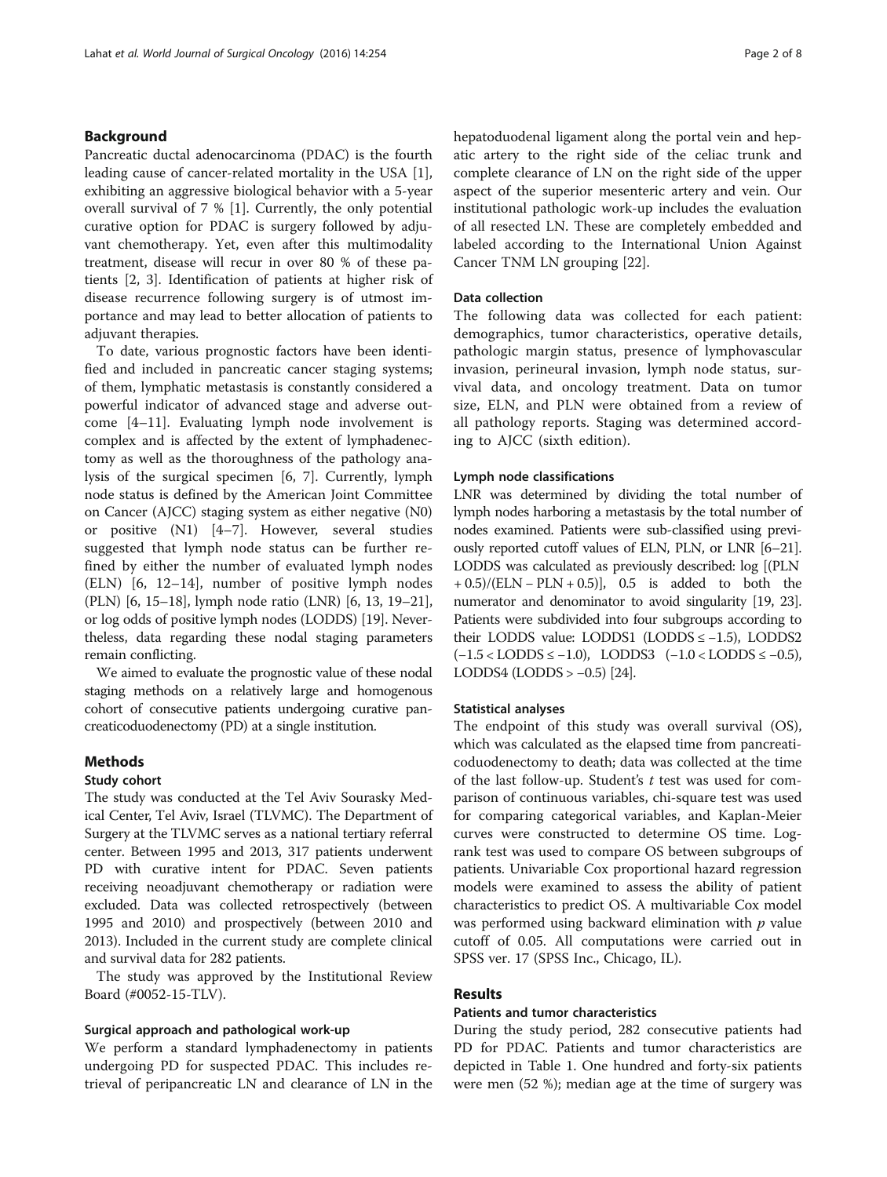## Background

Pancreatic ductal adenocarcinoma (PDAC) is the fourth leading cause of cancer-related mortality in the USA [1], exhibiting an aggressive biological behavior with a 5-year overall survival of 7 % [1]. Currently, the only potential curative option for PDAC is surgery followed by adjuvant chemotherapy. Yet, even after this multimodality treatment, disease will recur in over 80 % of these patients [2, 3]. Identification of patients at higher risk of disease recurrence following surgery is of utmost importance and may lead to better allocation of patients to adjuvant therapies.

To date, various prognostic factors have been identified and included in pancreatic cancer staging systems; of them, lymphatic metastasis is constantly considered a powerful indicator of advanced stage and adverse outcome [4–11]. Evaluating lymph node involvement is complex and is affected by the extent of lymphadenectomy as well as the thoroughness of the pathology analysis of the surgical specimen [6, 7]. Currently, lymph node status is defined by the American Joint Committee on Cancer (AJCC) staging system as either negative (N0) or positive (N1) [4–7]. However, several studies suggested that lymph node status can be further refined by either the number of evaluated lymph nodes (ELN) [6, 12–14], number of positive lymph nodes (PLN) [6, 15–18], lymph node ratio (LNR) [6, 13, 19–21], or log odds of positive lymph nodes (LODDS) [19]. Nevertheless, data regarding these nodal staging parameters remain conflicting.

We aimed to evaluate the prognostic value of these nodal staging methods on a relatively large and homogenous cohort of consecutive patients undergoing curative pancreaticoduodenectomy (PD) at a single institution.

## Methods

### Study cohort

The study was conducted at the Tel Aviv Sourasky Medical Center, Tel Aviv, Israel (TLVMC). The Department of Surgery at the TLVMC serves as a national tertiary referral center. Between 1995 and 2013, 317 patients underwent PD with curative intent for PDAC. Seven patients receiving neoadjuvant chemotherapy or radiation were excluded. Data was collected retrospectively (between 1995 and 2010) and prospectively (between 2010 and 2013). Included in the current study are complete clinical and survival data for 282 patients.

The study was approved by the Institutional Review Board (#0052-15-TLV).

### Surgical approach and pathological work-up

We perform a standard lymphadenectomy in patients undergoing PD for suspected PDAC. This includes retrieval of peripancreatic LN and clearance of LN in the hepatoduodenal ligament along the portal vein and hepatic artery to the right side of the celiac trunk and complete clearance of LN on the right side of the upper aspect of the superior mesenteric artery and vein. Our institutional pathologic work-up includes the evaluation of all resected LN. These are completely embedded and labeled according to the International Union Against Cancer TNM LN grouping [22].

### Data collection

The following data was collected for each patient: demographics, tumor characteristics, operative details, pathologic margin status, presence of lymphovascular invasion, perineural invasion, lymph node status, survival data, and oncology treatment. Data on tumor size, ELN, and PLN were obtained from a review of all pathology reports. Staging was determined according to AJCC (sixth edition).

### Lymph node classifications

LNR was determined by dividing the total number of lymph nodes harboring a metastasis by the total number of nodes examined. Patients were sub-classified using previously reported cutoff values of ELN, PLN, or LNR [6–21]. LODDS was calculated as previously described: log [(PLN + 0.5)/(ELN − PLN + 0.5)], 0.5 is added to both the numerator and denominator to avoid singularity [19, 23]. Patients were subdivided into four subgroups according to their LODDS value: LODDS1 (LODDS ≤ −1.5), LODDS2 (−1.5 < LODDS ≤ −1.0), LODDS3 (−1.0 < LODDS ≤ −0.5), LODDS4 (LODDS > −0.5) [24].

### Statistical analyses

The endpoint of this study was overall survival (OS), which was calculated as the elapsed time from pancreaticoduodenectomy to death; data was collected at the time of the last follow-up. Student's *t* test was used for comparison of continuous variables, chi-square test was used for comparing categorical variables, and Kaplan-Meier curves were constructed to determine OS time. Log-rank test was used to compare OS between subgroups of patients. Univariable Cox proportional hazard regression models were examined to assess the ability of patient characteristics to predict OS. A multivariable Cox model was performed using backward elimination with $p$ value cutoff of 0.05. All computations were carried out in SPSS ver. 17 (SPSS Inc., Chicago, IL).

## Results

### Patients and tumor characteristics

During the study period, 282 consecutive patients had PD for PDAC. Patients and tumor characteristics are depicted in Table 1. One hundred and forty-six patients were men (52 %); median age at the time of surgery was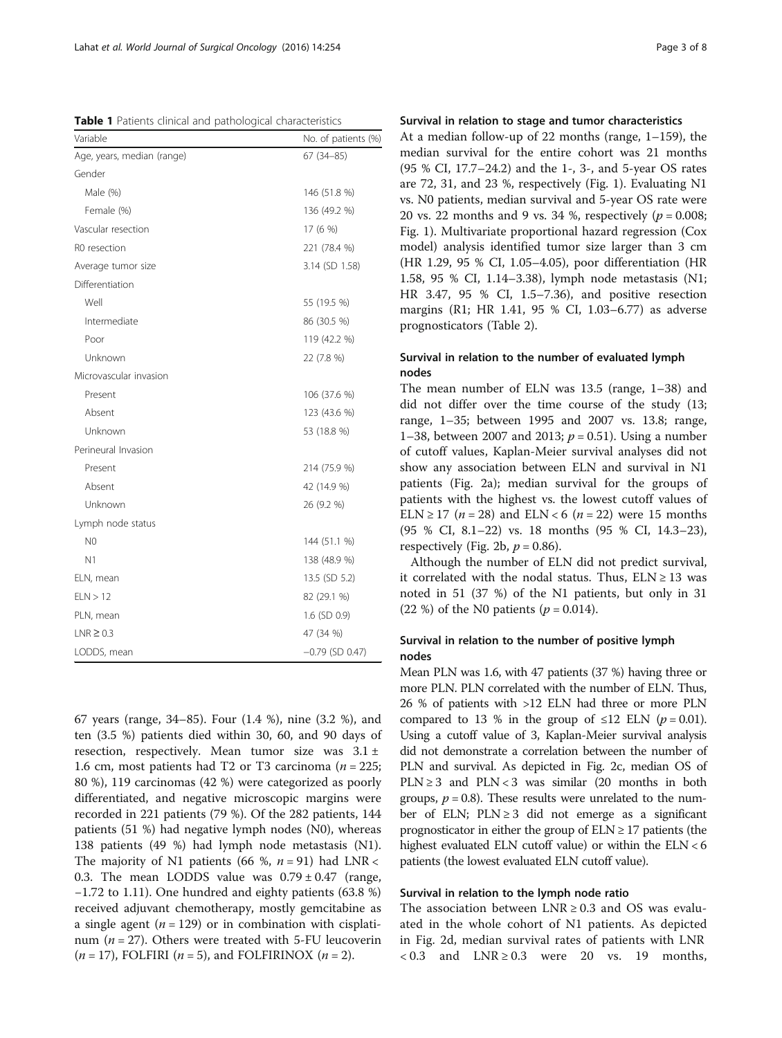**Table 1** Patients clinical and pathological characteristics

| Variable | No. of patients (%) |
| --- | --- |
| Age, years, median (range) | 67 (34–85) |
| Gender | |
| Male (%) | 146 (51.8 %) |
| Female (%) | 136 (49.2 %) |
| Vascular resection | 17 (6 %) |
| R0 resection | 221 (78.4 %) |
| Average tumor size | 3.14 (SD 1.58) |
| Differentiation | |
| Well | 55 (19.5 %) |
| Intermediate | 86 (30.5 %) |
| Poor | 119 (42.2 %) |
| Unknown | 22 (7.8 %) |
| Microvascular invasion | |
| Present | 106 (37.6 %) |
| Absent | 123 (43.6 %) |
| Unknown | 53 (18.8 %) |
| Perineural Invasion | |
| Present | 214 (75.9 %) |
| Absent | 42 (14.9 %) |
| Unknown | 26 (9.2 %) |
| Lymph node status | |
| N0 | 144 (51.1 %) |
| N1 | 138 (48.9 %) |
| ELN, mean | 13.5 (SD 5.2) |
| ELN > 12 | 82 (29.1 %) |
| PLN, mean | 1.6 (SD 0.9) |
| LNR ≥ 0.3 | 47 (34 %) |
| LODDS, mean | −0.79 (SD 0.47) |

67 years (range, 34–85). Four (1.4 %), nine (3.2 %), and ten (3.5 %) patients died within 30, 60, and 90 days of resection, respectively. Mean tumor size was 3.1 ± 1.6 cm, most patients had T2 or T3 carcinoma ($n = 225$; 80 %), 119 carcinomas (42 %) were categorized as poorly differentiated, and negative microscopic margins were recorded in 221 patients (79 %). Of the 282 patients, 144 patients (51 %) had negative lymph nodes (N0), whereas 138 patients (49 %) had lymph node metastasis (N1). The majority of N1 patients (66 %, $n = 91$) had LNR < 0.3. The mean LODDS value was 0.79 ± 0.47 (range, −1.72 to 1.11). One hundred and eighty patients (63.8 %) received adjuvant chemotherapy, mostly gemcitabine as a single agent ($n = 129$) or in combination with cisplatinum ($n = 27$). Others were treated with 5-FU leucoverin ($n = 17$), FOLFIRI ($n = 5$), and FOLFIRINOX ($n = 2$).

### Survival in relation to stage and tumor characteristics

At a median follow-up of 22 months (range, 1–159), the median survival for the entire cohort was 21 months (95 % CI, 17.7–24.2) and the 1-, 3-, and 5-year OS rates are 72, 31, and 23 %, respectively (Fig. 1). Evaluating N1 vs. N0 patients, median survival and 5-year OS rate were 20 vs. 22 months and 9 vs. 34 %, respectively ($p = 0.008$; Fig. 1). Multivariate proportional hazard regression (Cox model) analysis identified tumor size larger than 3 cm (HR 1.29, 95 % CI, 1.05–4.05), poor differentiation (HR 1.58, 95 % CI, 1.14–3.38), lymph node metastasis (N1; HR 3.47, 95 % CI, 1.5–7.36), and positive resection margins (R1; HR 1.41, 95 % CI, 1.03–6.77) as adverse prognosticators (Table 2).

### Survival in relation to the number of evaluated lymph nodes

The mean number of ELN was 13.5 (range, 1–38) and did not differ over the time course of the study (13; range, 1–35; between 1995 and 2007 vs. 13.8; range, 1–38, between 2007 and 2013; $p = 0.51$). Using a number of cutoff values, Kaplan-Meier survival analyses did not show any association between ELN and survival in N1 patients (Fig. 2a); median survival for the groups of patients with the highest vs. the lowest cutoff values of ELN ≥ 17 ($n = 28$) and ELN < 6 ($n = 22$) were 15 months (95 % CI, 8.1–22) vs. 18 months (95 % CI, 14.3–23), respectively (Fig. 2b, $p = 0.86$).

Although the number of ELN did not predict survival, it correlated with the nodal status. Thus, ELN ≥ 13 was noted in 51 (37 %) of the N1 patients, but only in 31 (22 %) of the N0 patients ($p = 0.014$).

### Survival in relation to the number of positive lymph nodes

Mean PLN was 1.6, with 47 patients (37 %) having three or more PLN. PLN correlated with the number of ELN. Thus, 26 % of patients with >12 ELN had three or more PLN compared to 13 % in the group of ≤12 ELN ($p = 0.01$). Using a cutoff value of 3, Kaplan-Meier survival analysis did not demonstrate a correlation between the number of PLN and survival. As depicted in Fig. 2c, median OS of PLN ≥ 3 and PLN < 3 was similar (20 months in both groups, $p = 0.8$). These results were unrelated to the number of ELN; PLN ≥ 3 did not emerge as a significant prognosticator in either the group of ELN ≥ 17 patients (the highest evaluated ELN cutoff value) or within the ELN < 6 patients (the lowest evaluated ELN cutoff value).

### Survival in relation to the lymph node ratio

The association between LNR ≥ 0.3 and OS was evaluated in the whole cohort of N1 patients. As depicted in Fig. 2d, median survival rates of patients with LNR < 0.3 and LNR ≥ 0.3 were 20 vs. 19 months,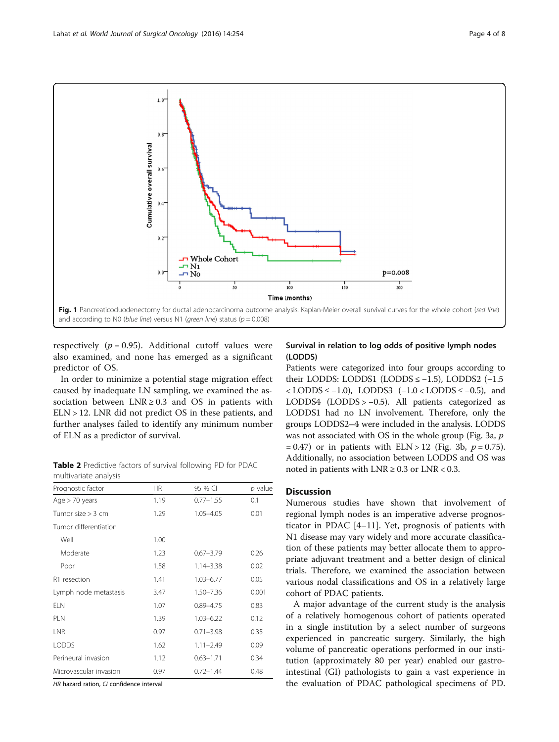Fig. 1 Pancreaticoduodenectomy for ductal adenocarcinoma outcome analysis. Kaplan-Meier overall survival curves for the whole cohort (*red line*) and according to N0 (*blue line*) versus N1 (*green line*) status ($p = 0.008$)

respectively ($p = 0.95$). Additional cutoff values were also examined, and none has emerged as a significant predictor of OS.

In order to minimize a potential stage migration effect caused by inadequate LN sampling, we examined the association between LNR ≥ 0.3 and OS in patients with ELN > 12. LNR did not predict OS in these patients, and further analyses failed to identify any minimum number of ELN as a predictor of survival.

**Table 2** Predictive factors of survival following PD for PDAC multivariate analysis

| Prognostic factor | HR | 95 % CI | *p* value |
|---|---|---|---|
| Age > 70 years | 1.19 | 0.77–1.55 | 0.1 |
| Tumor size > 3 cm | 1.29 | 1.05–4.05 | 0.01 |
| Tumor differentiation | | | |
| Well | 1.00 | | |
| Moderate | 1.23 | 0.67–3.79 | 0.26 |
| Poor | 1.58 | 1.14–3.38 | 0.02 |
| R1 resection | 1.41 | 1.03–6.77 | 0.05 |
| Lymph node metastasis | 3.47 | 1.50–7.36 | 0.001 |
| ELN | 1.07 | 0.89–4.75 | 0.83 |
| PLN | 1.39 | 1.03–6.22 | 0.12 |
| LNR | 0.97 | 0.71–3.98 | 0.35 |
| LODDS | 1.62 | 1.11–2.49 | 0.09 |
| Perineural invasion | 1.12 | 0.63–1.71 | 0.34 |
| Microvascular invasion | 0.97 | 0.72–1.44 | 0.48 |

*HR* hazard ration, *CI* confidence interval

### Survival in relation to log odds of positive lymph nodes (LODDS)

Patients were categorized into four groups according to their LODDS: LODDS1 (LODDS ≤ −1.5), LODDS2 (−1.5 < LODDS ≤ −1.0), LODDS3 (−1.0 < LODDS ≤ −0.5), and LODDS4 (LODDS > −0.5). All patients categorized as LODDS1 had no LN involvement. Therefore, only the groups LODDS2–4 were included in the analysis. LODDS was not associated with OS in the whole group (Fig. 3a, $p = 0.47$) or in patients with ELN > 12 (Fig. 3b, $p = 0.75$). Additionally, no association between LODDS and OS was noted in patients with LNR ≥ 0.3 or LNR < 0.3.

## Discussion

Numerous studies have shown that involvement of regional lymph nodes is an imperative adverse prognosticator in PDAC [4–11]. Yet, prognosis of patients with N1 disease may vary widely and more accurate classification of these patients may better allocate them to appropriate adjuvant treatment and a better design of clinical trials. Therefore, we examined the association between various nodal classifications and OS in a relatively large cohort of PDAC patients.

A major advantage of the current study is the analysis of a relatively homogenous cohort of patients operated in a single institution by a select number of surgeons experienced in pancreatic surgery. Similarly, the high volume of pancreatic operations performed in our institution (approximately 80 per year) enabled our gastrointestinal (GI) pathologists to gain a vast experience in the evaluation of PDAC pathological specimens of PD.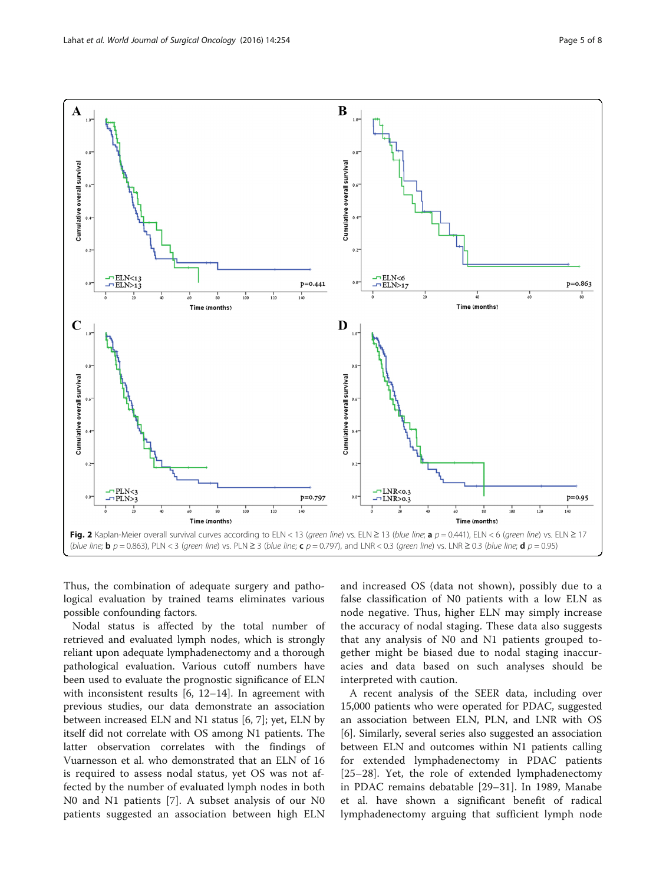**Fig. 2** Kaplan-Meier overall survival curves according to ELN < 13 (*green line*) vs. ELN ≥ 13 (*blue line*; **a** $p = 0.441$), ELN < 6 (*green line*) vs. ELN ≥ 17 (*blue line*; **b** $p = 0.863$), PLN < 3 (*green line*) vs. PLN ≥ 3 (*blue line*; **c** $p = 0.797$), and LNR < 0.3 (*green line*) vs. LNR ≥ 0.3 (*blue line*; **d** $p = 0.95$)

Thus, the combination of adequate surgery and pathological evaluation by trained teams eliminates various possible confounding factors.

Nodal status is affected by the total number of retrieved and evaluated lymph nodes, which is strongly reliant upon adequate lymphadenectomy and a thorough pathological evaluation. Various cutoff numbers have been used to evaluate the prognostic significance of ELN with inconsistent results [6, 12–14]. In agreement with previous studies, our data demonstrate an association between increased ELN and N1 status [6, 7]; yet, ELN by itself did not correlate with OS among N1 patients. The latter observation correlates with the findings of Vuarnesson et al. who demonstrated that an ELN of 16 is required to assess nodal status, yet OS was not affected by the number of evaluated lymph nodes in both N0 and N1 patients [7]. A subset analysis of our N0 patients suggested an association between high ELN and increased OS (data not shown), possibly due to a false classification of N0 patients with a low ELN as node negative. Thus, higher ELN may simply increase the accuracy of nodal staging. These data also suggests that any analysis of N0 and N1 patients grouped together might be biased due to nodal staging inaccuracies and data based on such analyses should be interpreted with caution.

A recent analysis of the SEER data, including over 15,000 patients who were operated for PDAC, suggested an association between ELN, PLN, and LNR with OS [6]. Similarly, several series also suggested an association between ELN and outcomes within N1 patients calling for extended lymphadenectomy in PDAC patients [25–28]. Yet, the role of extended lymphadenectomy in PDAC remains debatable [29–31]. In 1989, Manabe et al. have shown a significant benefit of radical lymphadenectomy arguing that sufficient lymph node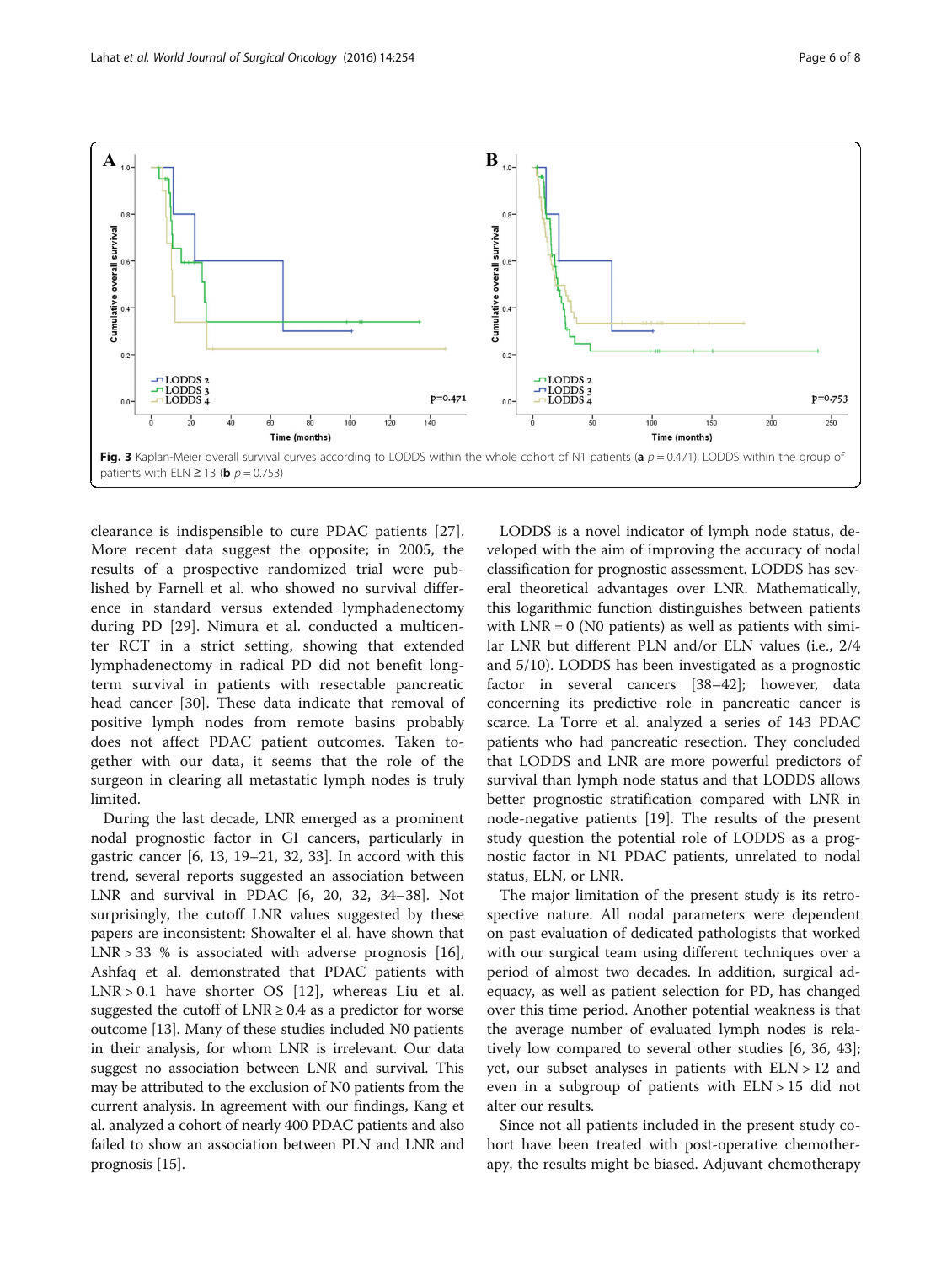Fig. 3 Kaplan-Meier overall survival curves according to LODDS within the whole cohort of N1 patients (**a** $p = 0.471$), LODDS within the group of patients with ELN ≥ 13 (**b** $p = 0.753$)

clearance is indispensible to cure PDAC patients [27]. More recent data suggest the opposite; in 2005, the results of a prospective randomized trial were published by Farnell et al. who showed no survival difference in standard versus extended lymphadenectomy during PD [29]. Nimura et al. conducted a multicenter RCT in a strict setting, showing that extended lymphadenectomy in radical PD did not benefit long-term survival in patients with resectable pancreatic head cancer [30]. These data indicate that removal of positive lymph nodes from remote basins probably does not affect PDAC patient outcomes. Taken together with our data, it seems that the role of the surgeon in clearing all metastatic lymph nodes is truly limited.

During the last decade, LNR emerged as a prominent nodal prognostic factor in GI cancers, particularly in gastric cancer [6, 13, 19–21, 32, 33]. In accord with this trend, several reports suggested an association between LNR and survival in PDAC [6, 20, 32, 34–38]. Not surprisingly, the cutoff LNR values suggested by these papers are inconsistent: Showalter el al. have shown that LNR > 33 % is associated with adverse prognosis [16], Ashfaq et al. demonstrated that PDAC patients with LNR > 0.1 have shorter OS [12], whereas Liu et al. suggested the cutoff of LNR ≥ 0.4 as a predictor for worse outcome [13]. Many of these studies included N0 patients in their analysis, for whom LNR is irrelevant. Our data suggest no association between LNR and survival. This may be attributed to the exclusion of N0 patients from the current analysis. In agreement with our findings, Kang et al. analyzed a cohort of nearly 400 PDAC patients and also failed to show an association between PLN and LNR and prognosis [15].

LODDS is a novel indicator of lymph node status, developed with the aim of improving the accuracy of nodal classification for prognostic assessment. LODDS has several theoretical advantages over LNR. Mathematically, this logarithmic function distinguishes between patients with LNR = 0 (N0 patients) as well as patients with similar LNR but different PLN and/or ELN values (i.e., 2/4 and 5/10). LODDS has been investigated as a prognostic factor in several cancers [38–42]; however, data concerning its predictive role in pancreatic cancer is scarce. La Torre et al. analyzed a series of 143 PDAC patients who had pancreatic resection. They concluded that LODDS and LNR are more powerful predictors of survival than lymph node status and that LODDS allows better prognostic stratification compared with LNR in node-negative patients [19]. The results of the present study question the potential role of LODDS as a prognostic factor in N1 PDAC patients, unrelated to nodal status, ELN, or LNR.

The major limitation of the present study is its retrospective nature. All nodal parameters were dependent on past evaluation of dedicated pathologists that worked with our surgical team using different techniques over a period of almost two decades. In addition, surgical adequacy, as well as patient selection for PD, has changed over this time period. Another potential weakness is that the average number of evaluated lymph nodes is relatively low compared to several other studies [6, 36, 43]; yet, our subset analyses in patients with ELN > 12 and even in a subgroup of patients with ELN > 15 did not alter our results.

Since not all patients included in the present study cohort have been treated with post-operative chemotherapy, the results might be biased. Adjuvant chemotherapy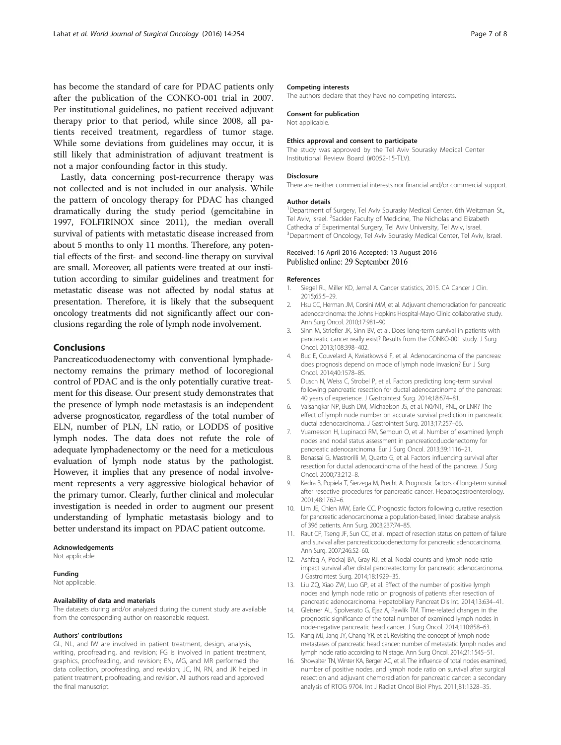has become the standard of care for PDAC patients only after the publication of the CONKO-001 trial in 2007. Per institutional guidelines, no patient received adjuvant therapy prior to that period, while since 2008, all patients received treatment, regardless of tumor stage. While some deviations from guidelines may occur, it is still likely that administration of adjuvant treatment is not a major confounding factor in this study.

Lastly, data concerning post-recurrence therapy was not collected and is not included in our analysis. While the pattern of oncology therapy for PDAC has changed dramatically during the study period (gemcitabine in 1997, FOLFIRINOX since 2011), the median overall survival of patients with metastatic disease increased from about 5 months to only 11 months. Therefore, any potential effects of the first- and second-line therapy on survival are small. Moreover, all patients were treated at our institution according to similar guidelines and treatment for metastatic disease was not affected by nodal status at presentation. Therefore, it is likely that the subsequent oncology treatments did not significantly affect our conclusions regarding the role of lymph node involvement.

## Conclusions

Pancreaticoduodenectomy with conventional lymphadenectomy remains the primary method of locoregional control of PDAC and is the only potentially curative treatment for this disease. Our present study demonstrates that the presence of lymph node metastasis is an independent adverse prognosticator, regardless of the total number of ELN, number of PLN, LN ratio, or LODDS of positive lymph nodes. The data does not refute the role of adequate lymphadenectomy or the need for a meticulous evaluation of lymph node status by the pathologist. However, it implies that any presence of nodal involvement represents a very aggressive biological behavior of the primary tumor. Clearly, further clinical and molecular investigation is needed in order to augment our present understanding of lymphatic metastasis biology and to better understand its impact on PDAC patient outcome.

#### Acknowledgements
Not applicable.

#### Funding
Not applicable.

#### Availability of data and materials
The datasets during and/or analyzed during the current study are available from the corresponding author on reasonable request.

#### Authors' contributions
GL, NL, and IW are involved in patient treatment, design, analysis, writing, proofreading, and revision; FG is involved in patient treatment, graphics, proofreading, and revision; EN, MG, and MR performed the data collection, proofreading, and revision; JC, IN, RN, and JK helped in patient treatment, proofreading, and revision. All authors read and approved the final manuscript.

#### Competing interests
The authors declare that they have no competing interests.

#### Consent for publication
Not applicable.

#### Ethics approval and consent to participate
The study was approved by the Tel Aviv Sourasky Medical Center Institutional Review Board (#0052-15-TLV).

#### Disclosure
There are neither commercial interests nor financial and/or commercial support.

#### Author details
[1]Department of Surgery, Tel Aviv Sourasky Medical Center, 6th Weitzman St., Tel Aviv, Israel. [2]Sackler Faculty of Medicine, The Nicholas and Elizabeth Cathedra of Experimental Surgery, Tel Aviv University, Tel Aviv, Israel. [3]Department of Oncology, Tel Aviv Sourasky Medical Center, Tel Aviv, Israel.

Received: 16 April 2016 Accepted: 13 August 2016
Published online: 29 September 2016

#### References

1. Siegel RL, Miller KD, Jemal A. Cancer statistics, 2015. CA Cancer J Clin. 2015;65:5–29.
2. Hsu CC, Herman JM, Corsini MM, et al. Adjuvant chemoradiation for pancreatic adenocarcinoma: the Johns Hopkins Hospital-Mayo Clinic collaborative study. Ann Surg Oncol. 2010;17:981–90.
3. Sinn M, Striefler JK, Sinn BV, et al. Does long-term survival in patients with pancreatic cancer really exist? Results from the CONKO-001 study. J Surg Oncol. 2013;108:398–402.
4. Buc E, Couvelard A, Kwiatkowski F, et al. Adenocarcinoma of the pancreas: does prognosis depend on mode of lymph node invasion? Eur J Surg Oncol. 2014;40:1578–85.
5. Dusch N, Weiss C, Strobel P, et al. Factors predicting long-term survival following pancreatic resection for ductal adenocarcinoma of the pancreas: 40 years of experience. J Gastrointest Surg. 2014;18:674–81.
6. Valsangkar NP, Bush DM, Michaelson JS, et al. N0/N1, PNL, or LNR? The effect of lymph node number on accurate survival prediction in pancreatic ductal adenocarcinoma. J Gastrointest Surg. 2013;17:257–66.
7. Vuarnesson H, Lupinacci RM, Semoun O, et al. Number of examined lymph nodes and nodal status assessment in pancreaticoduodenectomy for pancreatic adenocarcinoma. Eur J Surg Oncol. 2013;39:1116–21.
8. Benassai G, Mastrorilli M, Quarto G, et al. Factors influencing survival after resection for ductal adenocarcinoma of the head of the pancreas. J Surg Oncol. 2000;73:212–8.
9. Kedra B, Popiela T, Sierzega M, Precht A. Prognostic factors of long-term survival after resective procedures for pancreatic cancer. Hepatogastroenterology. 2001;48:1762–6.
10. Lim JE, Chien MW, Earle CC. Prognostic factors following curative resection for pancreatic adenocarcinoma: a population-based, linked database analysis of 396 patients. Ann Surg. 2003;237:74–85.
11. Raut CP, Tseng JF, Sun CC, et al. Impact of resection status on pattern of failure and survival after pancreaticoduodenectomy for pancreatic adenocarcinoma. Ann Surg. 2007;246:52–60.
12. Ashfaq A, Pockaj BA, Gray RJ, et al. Nodal counts and lymph node ratio impact survival after distal pancreatectomy for pancreatic adenocarcinoma. J Gastrointest Surg. 2014;18:1929–35.
13. Liu ZQ, Xiao ZW, Luo GP, et al. Effect of the number of positive lymph nodes and lymph node ratio on prognosis of patients after resection of pancreatic adenocarcinoma. Hepatobiliary Pancreat Dis Int. 2014;13:634–41.
14. Gleisner AL, Spolverato G, Ejaz A, Pawlik TM. Time-related changes in the prognostic significance of the total number of examined lymph nodes in node-negative pancreatic head cancer. J Surg Oncol. 2014;110:858–63.
15. Kang MJ, Jang JY, Chang YR, et al. Revisiting the concept of lymph node metastases of pancreatic head cancer: number of metastatic lymph nodes and lymph node ratio according to N stage. Ann Surg Oncol. 2014;21:1545–51.
16. Showalter TN, Winter KA, Berger AC, et al. The influence of total nodes examined, number of positive nodes, and lymph node ratio on survival after surgical resection and adjuvant chemoradiation for pancreatic cancer: a secondary analysis of RTOG 9704. Int J Radiat Oncol Biol Phys. 2011;81:1328–35.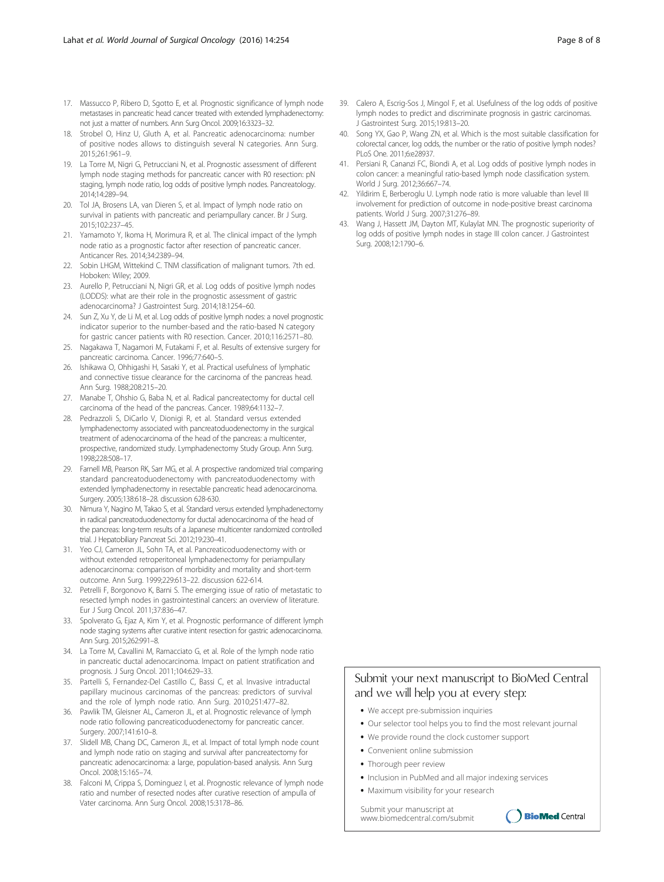17. Massucco P, Ribero D, Sgotto E, et al. Prognostic significance of lymph node metastases in pancreatic head cancer treated with extended lymphadenectomy: not just a matter of numbers. Ann Surg Oncol. 2009;16:3323–32.
18. Strobel O, Hinz U, Gluth A, et al. Pancreatic adenocarcinoma: number of positive nodes allows to distinguish several N categories. Ann Surg. 2015;261:961–9.
19. La Torre M, Nigri G, Petrucciani N, et al. Prognostic assessment of different lymph node staging methods for pancreatic cancer with R0 resection: pN staging, lymph node ratio, log odds of positive lymph nodes. Pancreatology. 2014;14:289–94.
20. Tol JA, Brosens LA, van Dieren S, et al. Impact of lymph node ratio on survival in patients with pancreatic and periampullary cancer. Br J Surg. 2015;102:237–45.
21. Yamamoto Y, Ikoma H, Morimura R, et al. The clinical impact of the lymph node ratio as a prognostic factor after resection of pancreatic cancer. Anticancer Res. 2014;34:2389–94.
22. Sobin LHGM, Wittekind C. TNM classification of malignant tumors. 7th ed. Hoboken: Wiley; 2009.
23. Aurello P, Petrucciani N, Nigri GR, et al. Log odds of positive lymph nodes (LODDS): what are their role in the prognostic assessment of gastric adenocarcinoma? J Gastrointest Surg. 2014;18:1254–60.
24. Sun Z, Xu Y, de Li M, et al. Log odds of positive lymph nodes: a novel prognostic indicator superior to the number-based and the ratio-based N category for gastric cancer patients with R0 resection. Cancer. 2010;116:2571–80.
25. Nagakawa T, Nagamori M, Futakami F, et al. Results of extensive surgery for pancreatic carcinoma. Cancer. 1996;77:640–5.
26. Ishikawa O, Ohhigashi H, Sasaki Y, et al. Practical usefulness of lymphatic and connective tissue clearance for the carcinoma of the pancreas head. Ann Surg. 1988;208:215–20.
27. Manabe T, Ohshio G, Baba N, et al. Radical pancreatectomy for ductal cell carcinoma of the head of the pancreas. Cancer. 1989;64:1132–7.
28. Pedrazzoli S, DiCarlo V, Dionigi R, et al. Standard versus extended lymphadenectomy associated with pancreatoduodenectomy in the surgical treatment of adenocarcinoma of the head of the pancreas: a multicenter, prospective, randomized study. Lymphadenectomy Study Group. Ann Surg. 1998;228:508–17.
29. Farnell MB, Pearson RK, Sarr MG, et al. A prospective randomized trial comparing standard pancreatoduodenectomy with pancreatoduodenectomy with extended lymphadenectomy in resectable pancreatic head adenocarcinoma. Surgery. 2005;138:618–28. discussion 628-630.
30. Nimura Y, Nagino M, Takao S, et al. Standard versus extended lymphadenectomy in radical pancreatoduodenectomy for ductal adenocarcinoma of the head of the pancreas: long-term results of a Japanese multicenter randomized controlled trial. J Hepatobiliary Pancreat Sci. 2012;19:230–41.
31. Yeo CJ, Cameron JL, Sohn TA, et al. Pancreaticoduodenectomy with or without extended retroperitoneal lymphadenectomy for periampullary adenocarcinoma: comparison of morbidity and mortality and short-term outcome. Ann Surg. 1999;229:613–22. discussion 622-614.
32. Petrelli F, Borgonovo K, Barni S. The emerging issue of ratio of metastatic to resected lymph nodes in gastrointestinal cancers: an overview of literature. Eur J Surg Oncol. 2011;37:836–47.
33. Spolverato G, Ejaz A, Kim Y, et al. Prognostic performance of different lymph node staging systems after curative intent resection for gastric adenocarcinoma. Ann Surg. 2015;262:991–8.
34. La Torre M, Cavallini M, Ramacciato G, et al. Role of the lymph node ratio in pancreatic ductal adenocarcinoma. Impact on patient stratification and prognosis. J Surg Oncol. 2011;104:629–33.
35. Partelli S, Fernandez-Del Castillo C, Bassi C, et al. Invasive intraductal papillary mucinous carcinomas of the pancreas: predictors of survival and the role of lymph node ratio. Ann Surg. 2010;251:477–82.
36. Pawlik TM, Gleisner AL, Cameron JL, et al. Prognostic relevance of lymph node ratio following pancreaticoduodenectomy for pancreatic cancer. Surgery. 2007;141:610–8.
37. Slidell MB, Chang DC, Cameron JL, et al. Impact of total lymph node count and lymph node ratio on staging and survival after pancreatectomy for pancreatic adenocarcinoma: a large, population-based analysis. Ann Surg Oncol. 2008;15:165–74.
38. Falconi M, Crippa S, Dominguez I, et al. Prognostic relevance of lymph node ratio and number of resected nodes after curative resection of ampulla of Vater carcinoma. Ann Surg Oncol. 2008;15:3178–86.
39. Calero A, Escrig-Sos J, Mingol F, et al. Usefulness of the log odds of positive lymph nodes to predict and discriminate prognosis in gastric carcinomas. J Gastrointest Surg. 2015;19:813–20.
40. Song YX, Gao P, Wang ZN, et al. Which is the most suitable classification for colorectal cancer, log odds, the number or the ratio of positive lymph nodes? PLoS One. 2011;6:e28937.
41. Persiani R, Cananzi FC, Biondi A, et al. Log odds of positive lymph nodes in colon cancer: a meaningful ratio-based lymph node classification system. World J Surg. 2012;36:667–74.
42. Yildirim E, Berberoglu U. Lymph node ratio is more valuable than level III involvement for prediction of outcome in node-positive breast carcinoma patients. World J Surg. 2007;31:276–89.
43. Wang J, Hassett JM, Dayton MT, Kulaylat MN. The prognostic superiority of log odds of positive lymph nodes in stage III colon cancer. J Gastrointest Surg. 2008;12:1790–6.

Submit your next manuscript to BioMed Central and we will help you at every step:

- We accept pre-submission inquiries
- Our selector tool helps you to find the most relevant journal
- We provide round the clock customer support
- Convenient online submission
- Thorough peer review
- Inclusion in PubMed and all major indexing services
- Maximum visibility for your research

Submit your manuscript at www.biomedcentral.com/submit

BioMed Central